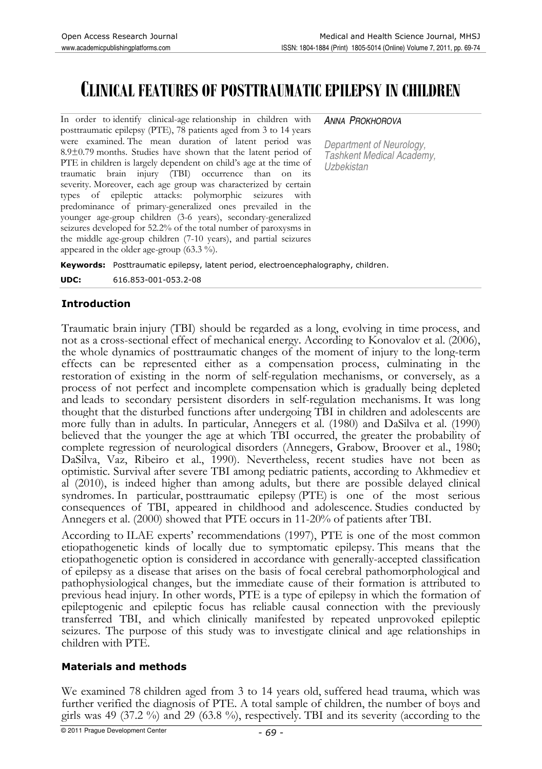# Clinical features of posttraumatic epilepsy in children

*Anna Prokhorova*

*Department of Neurology, Tashkent Medical Academy, Uzbekistan*

In order to identify clinical-age relationship in children with posttraumatic epilepsy (PTE), 78 patients aged from 3 to 14 years were examined. The mean duration of latent period was 8.9±0.79 months. Studies have shown that the latent period of PTE in children is largely dependent on child's age at the time of traumatic brain injury (TBI) occurrence than on its severity. Moreover, each age group was characterized by certain types of epileptic attacks: polymorphic seizures with predominance of primary-generalized ones prevailed in the younger age-group children (3-6 years), secondary-generalized seizures developed for 52.2% of the total number of paroxysms in the middle age-group children (7-10 years), and partial seizures appeared in the older age-group (63.3 %).

**Keywords:** Posttraumatic epilepsy, latent period, electroencephalography, children.

**UDC:** 616.853-001-053.2-08

## Introduction

Traumatic brain injury (TBI) should be regarded as a long, evolving in time process, and not as a cross-sectional effect of mechanical energy. According to Konovalov et al. (2006), the whole dynamics of posttraumatic changes of the moment of injury to the long-term effects can be represented either as a compensation process, culminating in the restoration of existing in the norm of self-regulation mechanisms, or conversely, as a process of not perfect and incomplete compensation which is gradually being depleted and leads to secondary persistent disorders in self-regulation mechanisms. It was long thought that the disturbed functions after undergoing TBI in children and adolescents are more fully than in adults. In particular, Annegers et al. (1980) and DaSilva et al. (1990) believed that the younger the age at which TBI occurred, the greater the probability of complete regression of neurological disorders (Annegers, Grabow, Broover et al., 1980; DaSilva, Vaz, Ribeiro et al., 1990). Nevertheless, recent studies have not been as optimistic. Survival after severe TBI among pediatric patients, according to Akhmediev et al (2010), is indeed higher than among adults, but there are possible delayed clinical syndromes. In particular, posttraumatic epilepsy (PTE) is one of the most serious consequences of TBI, appeared in childhood and adolescence. Studies conducted by Annegers et al. (2000) showed that PTE occurs in 11-20% of patients after TBI.

According to ILAE experts' recommendations (1997), PTE is one of the most common etiopathogenetic kinds of locally due to symptomatic epilepsy. This means that the etiopathogenetic option is considered in accordance with generally-accepted classification of epilepsy as a disease that arises on the basis of focal cerebral pathomorphological and pathophysiological changes, but the immediate cause of their formation is attributed to previous head injury. In other words, PTE is a type of epilepsy in which the formation of epileptogenic and epileptic focus has reliable causal connection with the previously transferred TBI, and which clinically manifested by repeated unprovoked epileptic seizures. The purpose of this study was to investigate clinical and age relationships in children with PTE.

## Materials and methods

We examined 78 children aged from 3 to 14 years old, suffered head trauma, which was further verified the diagnosis of PTE. A total sample of children, the number of boys and girls was 49 (37.2 %) and 29 (63.8 %), respectively. TBI and its severity (according to the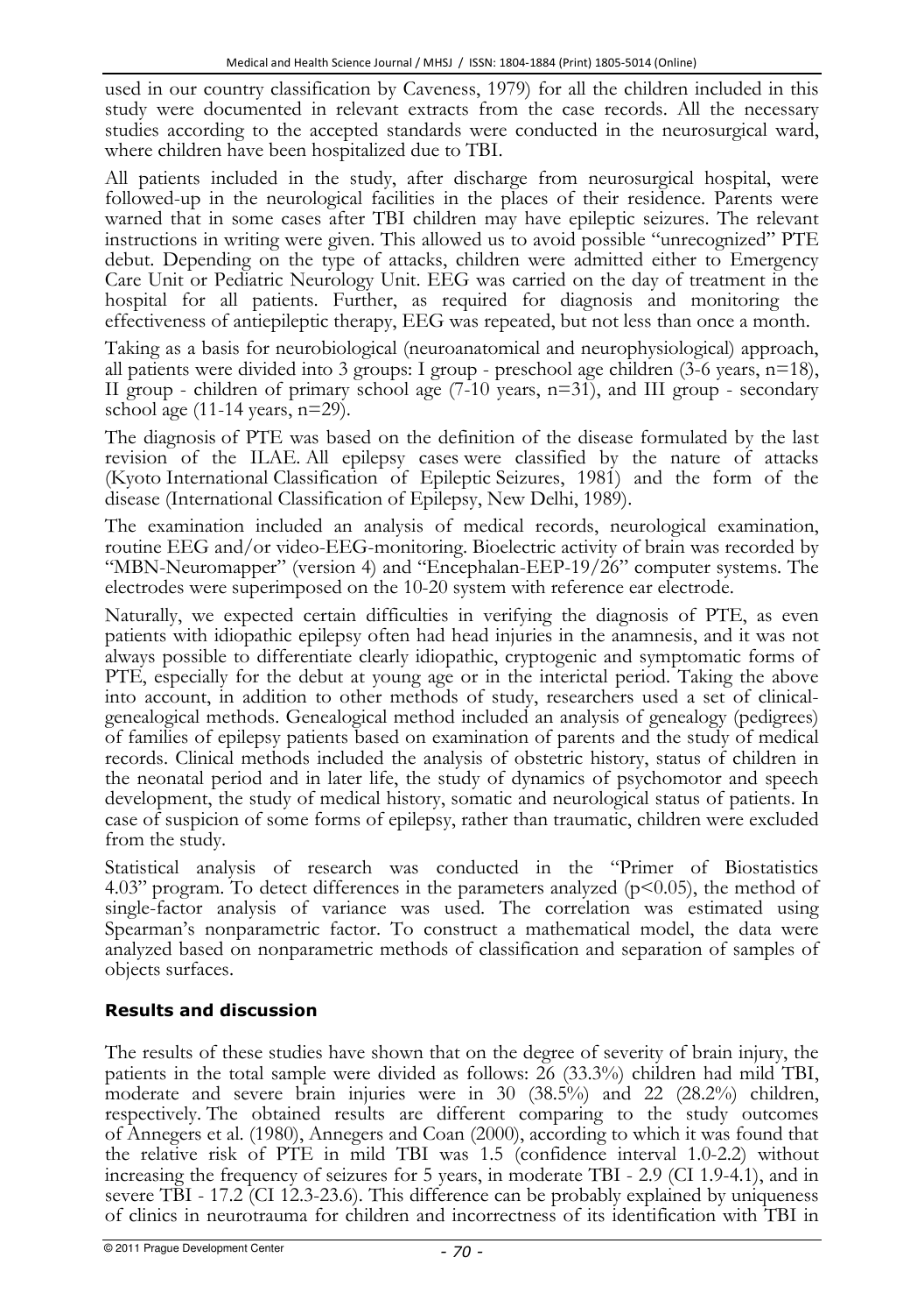used in our country classification by Caveness, 1979) for all the children included in this study were documented in relevant extracts from the case records. All the necessary studies according to the accepted standards were conducted in the neurosurgical ward, where children have been hospitalized due to TBI.

All patients included in the study, after discharge from neurosurgical hospital, were followed-up in the neurological facilities in the places of their residence. Parents were warned that in some cases after TBI children may have epileptic seizures. The relevant instructions in writing were given. This allowed us to avoid possible "unrecognized" PTE debut. Depending on the type of attacks, children were admitted either to Emergency Care Unit or Pediatric Neurology Unit. EEG was carried on the day of treatment in the hospital for all patients. Further, as required for diagnosis and monitoring the effectiveness of antiepileptic therapy, EEG was repeated, but not less than once a month.

Taking as a basis for neurobiological (neuroanatomical and neurophysiological) approach, all patients were divided into 3 groups: I group - preschool age children (3-6 years, n=18), II group - children of primary school age (7-10 years, n=31), and III group - secondary school age (11-14 years, n=29).

The diagnosis of PTE was based on the definition of the disease formulated by the last revision of the ILAE. All epilepsy cases were classified by the nature of attacks (Kyoto International Classification of Epileptic Seizures, 1981) and the form of the disease (International Classification of Epilepsy, New Delhi, 1989).

The examination included an analysis of medical records, neurological examination, routine EEG and/or video-EEG-monitoring. Bioelectric activity of brain was recorded by "MBN-Neuromapper" (version 4) and "Encephalan-EEP-19/26" computer systems. The electrodes were superimposed on the 10-20 system with reference ear electrode.

Naturally, we expected certain difficulties in verifying the diagnosis of PTE, as even patients with idiopathic epilepsy often had head injuries in the anamnesis, and it was not always possible to differentiate clearly idiopathic, cryptogenic and symptomatic forms of PTE, especially for the debut at young age or in the interictal period. Taking the above into account, in addition to other methods of study, researchers used a set of clinical-genealogical methods. Genealogical method included an analysis of genealogy (pedigrees) of families of epilepsy patients based on examination of parents and the study of medical records. Clinical methods included the analysis of obstetric history, status of children in the neonatal period and in later life, the study of dynamics of psychomotor and speech development, the study of medical history, somatic and neurological status of patients. In case of suspicion of some forms of epilepsy, rather than traumatic, children were excluded from the study.

Statistical analysis of research was conducted in the "Primer of Biostatistics 4.03" program. To detect differences in the parameters analyzed ($p<0.05$), the method of single-factor analysis of variance was used. The correlation was estimated using Spearman's nonparametric factor. To construct a mathematical model, the data were analyzed based on nonparametric methods of classification and separation of samples of objects surfaces.

## Results and discussion

The results of these studies have shown that on the degree of severity of brain injury, the patients in the total sample were divided as follows: 26 (33.3%) children had mild TBI, moderate and severe brain injuries were in 30 (38.5%) and 22 (28.2%) children, respectively. The obtained results are different comparing to the study outcomes of Annegers et al. (1980), Annegers and Coan (2000), according to which it was found that the relative risk of PTE in mild TBI was 1.5 (confidence interval 1.0-2.2) without increasing the frequency of seizures for 5 years, in moderate TBI - 2.9 (CI 1.9-4.1), and in severe TBI - 17.2 (CI 12.3-23.6). This difference can be probably explained by uniqueness of clinics in neurotrauma for children and incorrectness of its identification with TBI in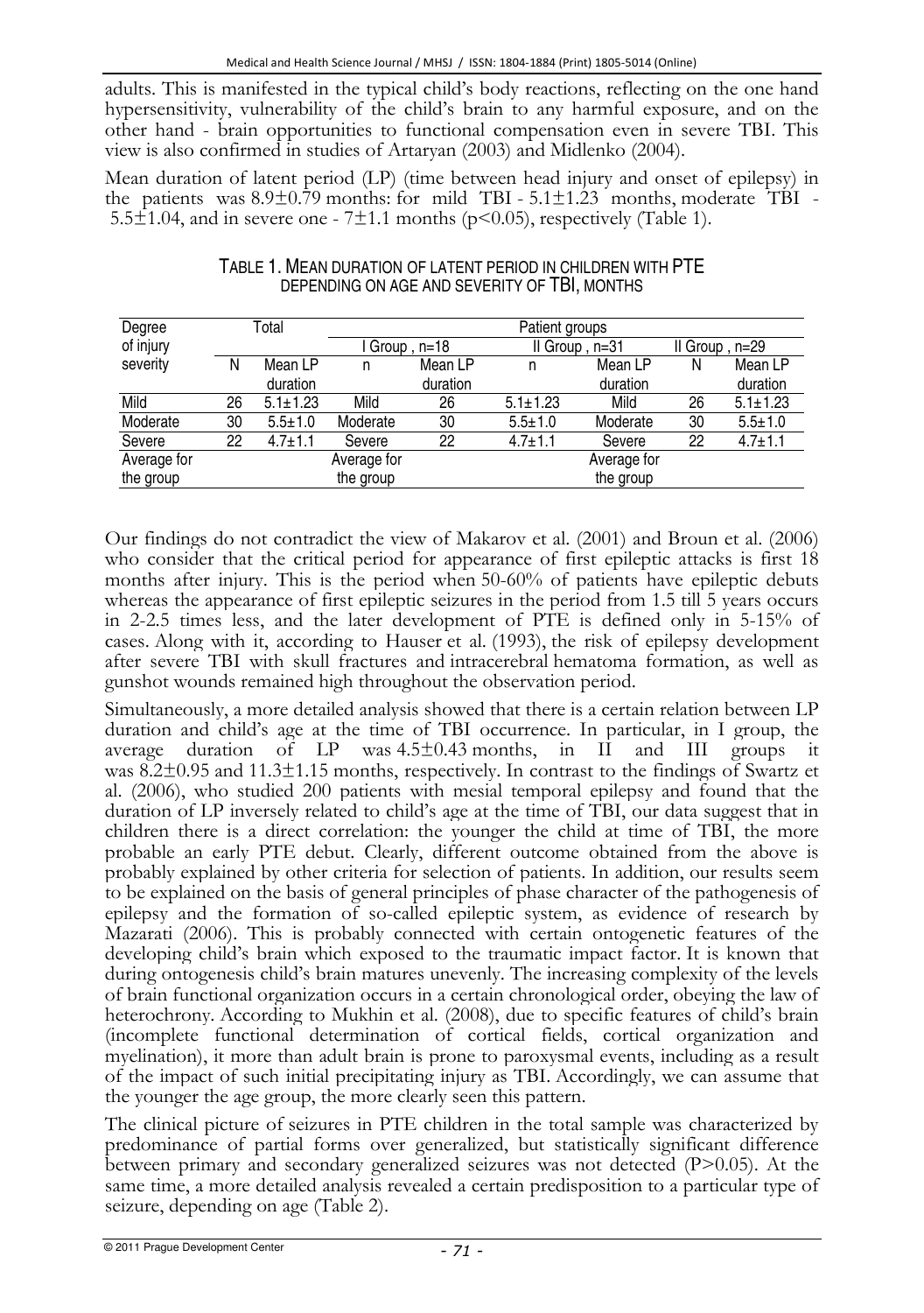adults. This is manifested in the typical child's body reactions, reflecting on the one hand hypersensitivity, vulnerability of the child's brain to any harmful exposure, and on the other hand - brain opportunities to functional compensation even in severe TBI. This view is also confirmed in studies of Artaryan (2003) and Midlenko (2004).

Mean duration of latent period (LP) (time between head injury and onset of epilepsy) in the patients was 8.9±0.79 months: for mild TBI - 5.1±1.23 months, moderate TBI - 5.5±1.04, and in severe one - 7±1.1 months ($p<0.05$), respectively (Table 1).

TABLE 1. MEAN DURATION OF LATENT PERIOD IN CHILDREN WITH PTE DEPENDING ON AGE AND SEVERITY OF TBI, MONTHS

| Degree of injury severity | Total | | Patient groups | | | | | |
|---|---|---|---|---|---|---|---|---|
| | | | I Group , n=18 | | II Group , n=31 | | II Group , n=29 | |
| | N | Mean LP duration | n | Mean LP duration | n | Mean LP duration | N | Mean LP duration |
| Mild | 26 | 5.1±1.23 | Mild | 26 | 5.1±1.23 | Mild | 26 | 5.1±1.23 |
| Moderate | 30 | 5.5±1.0 | Moderate | 30 | 5.5±1.0 | Moderate | 30 | 5.5±1.0 |
| Severe | 22 | 4.7±1.1 | Severe | 22 | 4.7±1.1 | Severe | 22 | 4.7±1.1 |
| Average for the group | | | Average for the group | | | Average for the group | | |

Our findings do not contradict the view of Makarov et al. (2001) and Broun et al. (2006) who consider that the critical period for appearance of first epileptic attacks is first 18 months after injury. This is the period when 50-60% of patients have epileptic debuts whereas the appearance of first epileptic seizures in the period from 1.5 till 5 years occurs in 2-2.5 times less, and the later development of PTE is defined only in 5-15% of cases. Along with it, according to Hauser et al. (1993), the risk of epilepsy development after severe TBI with skull fractures and intracerebral hematoma formation, as well as gunshot wounds remained high throughout the observation period.

Simultaneously, a more detailed analysis showed that there is a certain relation between LP duration and child's age at the time of TBI occurrence. In particular, in I group, the average duration of LP was 4.5±0.43 months, in II and III groups it was 8.2±0.95 and 11.3±1.15 months, respectively. In contrast to the findings of Swartz et al. (2006), who studied 200 patients with mesial temporal epilepsy and found that the duration of LP inversely related to child's age at the time of TBI, our data suggest that in children there is a direct correlation: the younger the child at time of TBI, the more probable an early PTE debut. Clearly, different outcome obtained from the above is probably explained by other criteria for selection of patients. In addition, our results seem to be explained on the basis of general principles of phase character of the pathogenesis of epilepsy and the formation of so-called epileptic system, as evidence of research by Mazarati (2006). This is probably connected with certain ontogenetic features of the developing child's brain which exposed to the traumatic impact factor. It is known that during ontogenesis child's brain matures unevenly. The increasing complexity of the levels of brain functional organization occurs in a certain chronological order, obeying the law of heterochrony. According to Mukhin et al. (2008), due to specific features of child's brain (incomplete functional determination of cortical fields, cortical organization and myelination), it more than adult brain is prone to paroxysmal events, including as a result of the impact of such initial precipitating injury as TBI. Accordingly, we can assume that the younger the age group, the more clearly seen this pattern.

The clinical picture of seizures in PTE children in the total sample was characterized by predominance of partial forms over generalized, but statistically significant difference between primary and secondary generalized seizures was not detected ($P>0.05$). At the same time, a more detailed analysis revealed a certain predisposition to a particular type of seizure, depending on age (Table 2).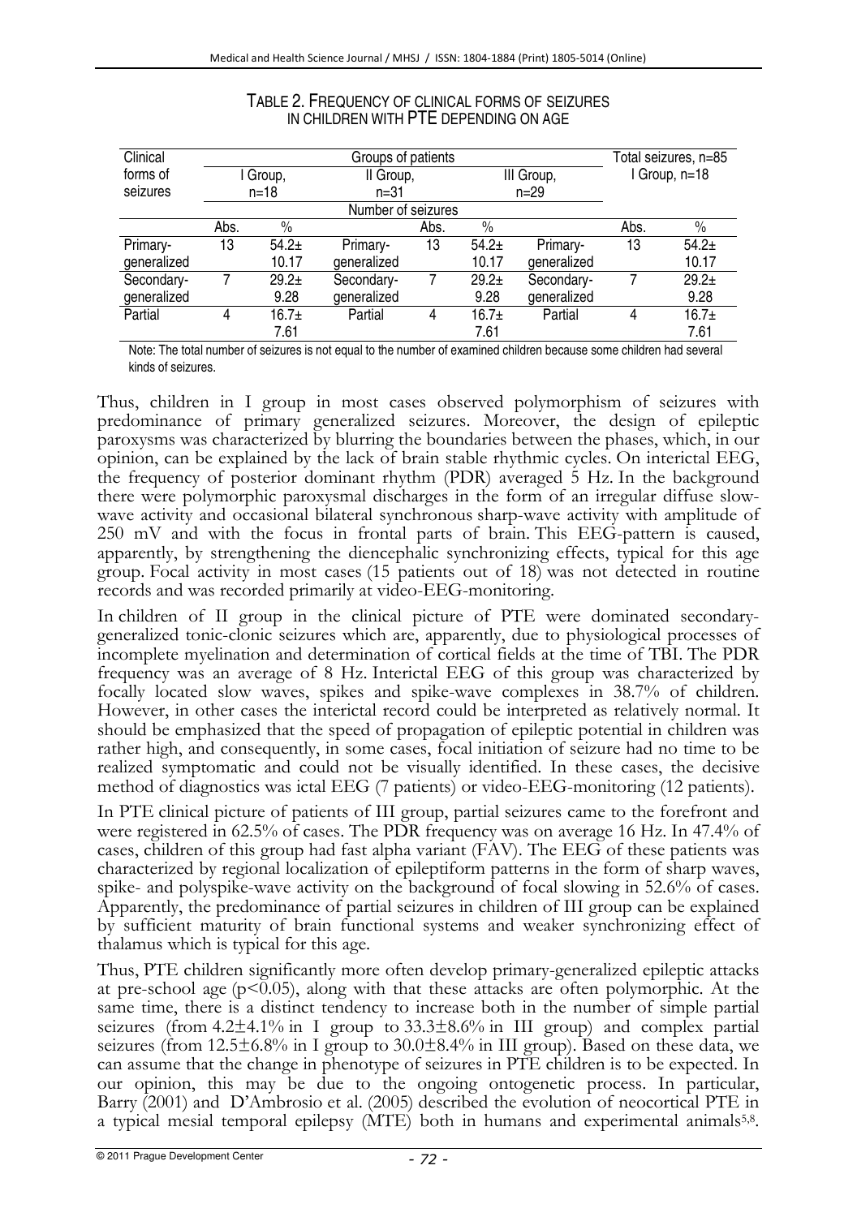TABLE 2. FREQUENCY OF CLINICAL FORMS OF SEIZURES IN CHILDREN WITH PTE DEPENDING ON AGE

| Clinical forms of seizures | Groups of patients | | | | | | Total seizures, n=85 I Group, n=18 | |
|---|---|---|---|---|---|---|---|---|
| | I Group, n=18 | | II Group, n=31 | | III Group, n=29 | | | |
| | Number of seizures | | | | | | | |
| | Abs. | % | | Abs. | % | | Abs. | % |
| Primary-generalized | 13 | 54.2± 10.17 | Primary-generalized | 13 | 54.2± 10.17 | Primary-generalized | 13 | 54.2± 10.17 |
| Secondary-generalized | 7 | 29.2± 9.28 | Secondary-generalized | 7 | 29.2± 9.28 | Secondary-generalized | 7 | 29.2± 9.28 |
| Partial | 4 | 16.7± 7.61 | Partial | 4 | 16.7± 7.61 | Partial | 4 | 16.7± 7.61 |

Note: The total number of seizures is not equal to the number of examined children because some children had several kinds of seizures.

Thus, children in I group in most cases observed polymorphism of seizures with predominance of primary generalized seizures. Moreover, the design of epileptic paroxysms was characterized by blurring the boundaries between the phases, which, in our opinion, can be explained by the lack of brain stable rhythmic cycles. On interictal EEG, the frequency of posterior dominant rhythm (PDR) averaged 5 Hz. In the background there were polymorphic paroxysmal discharges in the form of an irregular diffuse slow-wave activity and occasional bilateral synchronous sharp-wave activity with amplitude of 250 mV and with the focus in frontal parts of brain. This EEG-pattern is caused, apparently, by strengthening the diencephalic synchronizing effects, typical for this age group. Focal activity in most cases (15 patients out of 18) was not detected in routine records and was recorded primarily at video-EEG-monitoring.

In children of II group in the clinical picture of PTE were dominated secondary-generalized tonic-clonic seizures which are, apparently, due to physiological processes of incomplete myelination and determination of cortical fields at the time of TBI. The PDR frequency was an average of 8 Hz. Interictal EEG of this group was characterized by focally located slow waves, spikes and spike-wave complexes in 38.7% of children. However, in other cases the interictal record could be interpreted as relatively normal. It should be emphasized that the speed of propagation of epileptic potential in children was rather high, and consequently, in some cases, focal initiation of seizure had no time to be realized symptomatic and could not be visually identified. In these cases, the decisive method of diagnostics was ictal EEG (7 patients) or video-EEG-monitoring (12 patients).

In PTE clinical picture of patients of III group, partial seizures came to the forefront and were registered in 62.5% of cases. The PDR frequency was on average 16 Hz. In 47.4% of cases, children of this group had fast alpha variant (FAV). The EEG of these patients was characterized by regional localization of epileptiform patterns in the form of sharp waves, spike- and polyspike-wave activity on the background of focal slowing in 52.6% of cases. Apparently, the predominance of partial seizures in children of III group can be explained by sufficient maturity of brain functional systems and weaker synchronizing effect of thalamus which is typical for this age.

Thus, PTE children significantly more often develop primary-generalized epileptic attacks at pre-school age ($p<0.05$), along with that these attacks are often polymorphic. At the same time, there is a distinct tendency to increase both in the number of simple partial seizures (from $4.2\pm4.1\%$ in I group to $33.3\pm8.6\%$ in III group) and complex partial seizures (from $12.5\pm6.8\%$ in I group to $30.0\pm8.4\%$ in III group). Based on these data, we can assume that the change in phenotype of seizures in PTE children is to be expected. In our opinion, this may be due to the ongoing ontogenetic process. In particular, Barry (2001) and D'Ambrosio et al. (2005) described the evolution of neocortical PTE in a typical mesial temporal epilepsy (MTE) both in humans and experimental animals[5,8].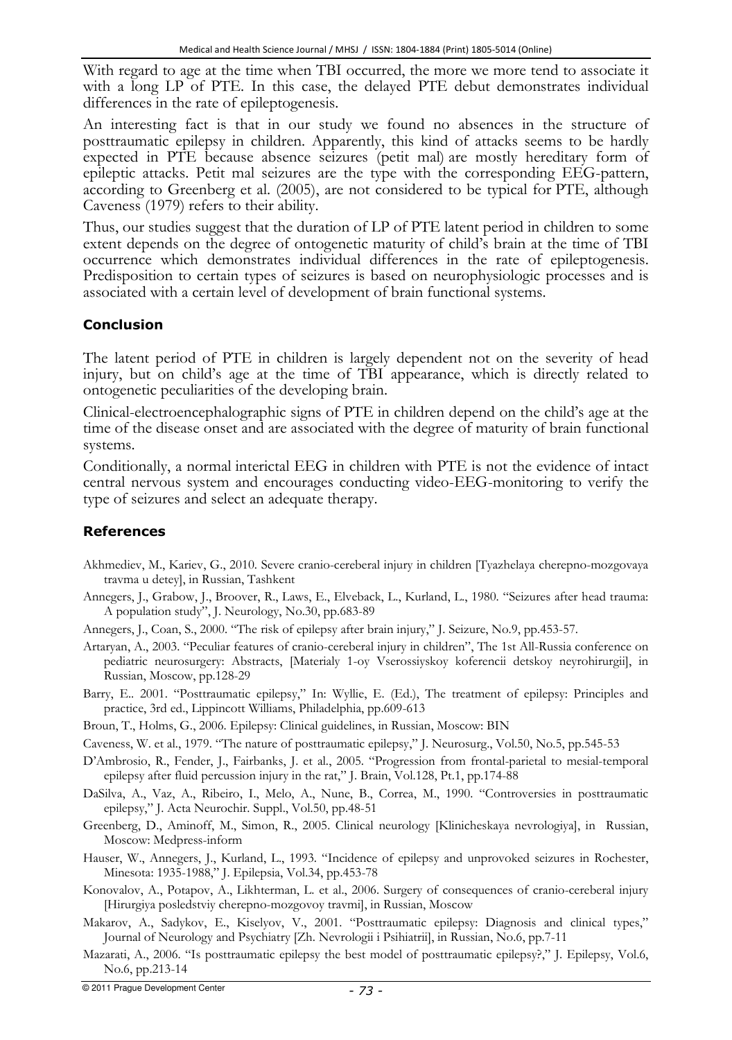With regard to age at the time when TBI occurred, the more we more tend to associate it with a long LP of PTE. In this case, the delayed PTE debut demonstrates individual differences in the rate of epileptogenesis.

An interesting fact is that in our study we found no absences in the structure of posttraumatic epilepsy in children. Apparently, this kind of attacks seems to be hardly expected in PTE because absence seizures (petit mal) are mostly hereditary form of epileptic attacks. Petit mal seizures are the type with the corresponding EEG-pattern, according to Greenberg et al. (2005), are not considered to be typical for PTE, although Caveness (1979) refers to their ability.

Thus, our studies suggest that the duration of LP of PTE latent period in children to some extent depends on the degree of ontogenetic maturity of child's brain at the time of TBI occurrence which demonstrates individual differences in the rate of epileptogenesis. Predisposition to certain types of seizures is based on neurophysiologic processes and is associated with a certain level of development of brain functional systems.

## Conclusion

The latent period of PTE in children is largely dependent not on the severity of head injury, but on child's age at the time of TBI appearance, which is directly related to ontogenetic peculiarities of the developing brain.

Clinical-electroencephalographic signs of PTE in children depend on the child's age at the time of the disease onset and are associated with the degree of maturity of brain functional systems.

Conditionally, a normal interictal EEG in children with PTE is not the evidence of intact central nervous system and encourages conducting video-EEG-monitoring to verify the type of seizures and select an adequate therapy.

## References

Akhmediev, M., Kariev, G., 2010. Severe cranio-cerebral injury in children [Tyazhelaya cherepno-mozgovaya travma u detey], in Russian, Tashkent

Annegers, J., Grabow, J., Broover, R., Laws, E., Elveback, L., Kurland, L., 1980. "Seizures after head trauma: A population study", J. Neurology, No.30, pp.683-89

Annegers, J., Coan, S., 2000. "The risk of epilepsy after brain injury," J. Seizure, No.9, pp.453-57.

Artaryan, A., 2003. "Peculiar features of cranio-cerebral injury in children", The 1st All-Russia conference on pediatric neurosurgery: Abstracts, [Materialy 1-oy Vserossiyskoy koferencii detskoy neyrohirurgii], in Russian, Moscow, pp.128-29

Barry, E.. 2001. "Posttraumatic epilepsy," In: Wyllie, E. (Ed.), The treatment of epilepsy: Principles and practice, 3rd ed., Lippincott Williams, Philadelphia, pp.609-613

Broun, T., Holms, G., 2006. Epilepsy: Clinical guidelines, in Russian, Moscow: BIN

Caveness, W. et al., 1979. "The nature of posttraumatic epilepsy," J. Neurosurg., Vol.50, No.5, pp.545-53

D'Ambrosio, R., Fender, J., Fairbanks, J. et al., 2005. "Progression from frontal-parietal to mesial-temporal epilepsy after fluid percussion injury in the rat," J. Brain, Vol.128, Pt.1, pp.174-88

DaSilva, A., Vaz, A., Ribeiro, I., Melo, A., Nune, B., Correa, M., 1990. "Controversies in posttraumatic epilepsy," J. Acta Neurochir. Suppl., Vol.50, pp.48-51

Greenberg, D., Aminoff, M., Simon, R., 2005. Clinical neurology [Klinicheskaya nevrologiya], in Russian, Moscow: Medpress-inform

Hauser, W., Annegers, J., Kurland, L., 1993. "Incidence of epilepsy and unprovoked seizures in Rochester, Minesota: 1935-1988," J. Epilepsia, Vol.34, pp.453-78

Konovalov, A., Potapov, A., Likhterman, L. et al., 2006. Surgery of consequences of cranio-cerebral injury [Hirurgiya posledstviy cherepno-mozgovoy travmi], in Russian, Moscow

Makarov, A., Sadykov, E., Kiselyov, V., 2001. "Posttraumatic epilepsy: Diagnosis and clinical types," Journal of Neurology and Psychiatry [Zh. Nevrologii i Psihiatrii], in Russian, No.6, pp.7-11

Mazarati, A., 2006. "Is posttraumatic epilepsy the best model of posttraumatic epilepsy?," J. Epilepsy, Vol.6, No.6, pp.213-14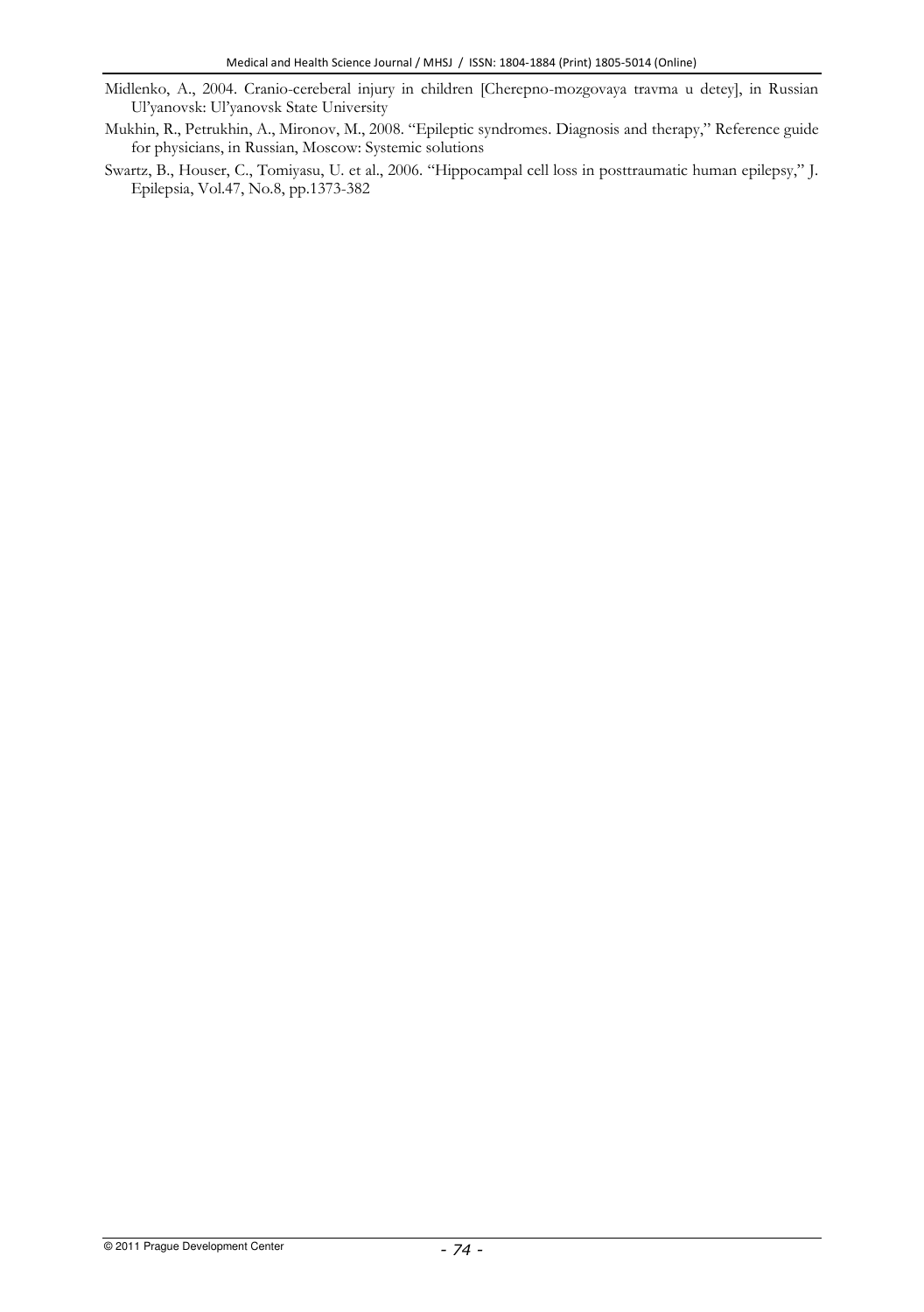Midlenko, A., 2004. Cranio-cereberal injury in children [Cherepno-mozgovaya travma u detey], in Russian Ul'yanovsk: Ul'yanovsk State University

Mukhin, R., Petrukhin, A., Mironov, M., 2008. "Epileptic syndromes. Diagnosis and therapy," Reference guide for physicians, in Russian, Moscow: Systemic solutions

Swartz, B., Houser, C., Tomiyasu, U. et al., 2006. "Hippocampal cell loss in posttraumatic human epilepsy," J. Epilepsia, Vol.47, No.8, pp.1373-382